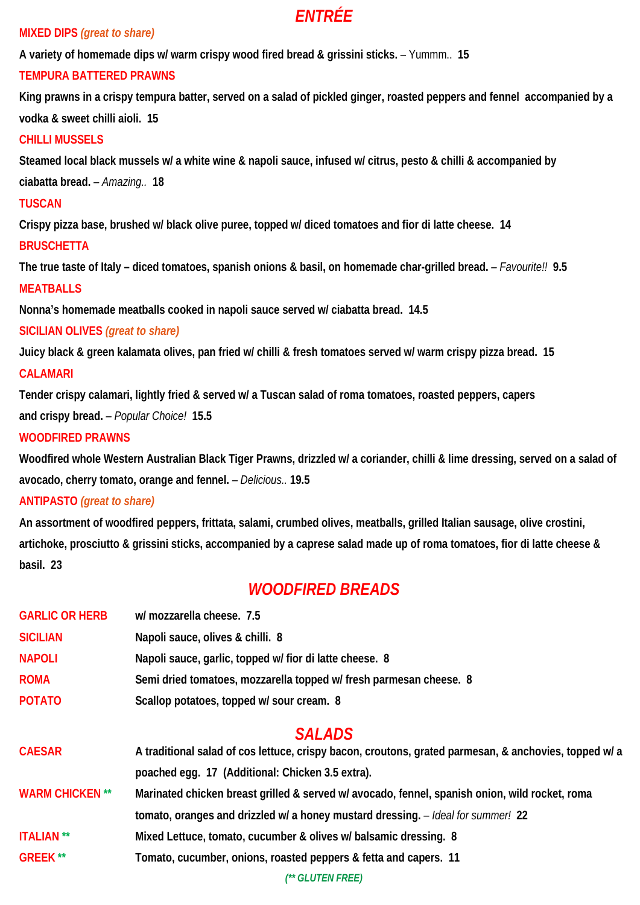# ENTRÉE

**MIXED DIPS** *(great to share)*

A variety of homemade dips w/ warm crispy wood fired bread & grissini sticks. – Yummm.. **15**

**TEMPURA BATTERED PRAWNS**

King prawns in a crispy tempura batter, served on a salad of pickled ginger, roasted peppers and fennel accompanied by a vodka & sweet chilli aioli. **15**

**CHILLI MUSSELS**

Steamed local black mussels w/ a white wine & napoli sauce, infused w/ citrus, pesto & chilli & accompanied by ciabatta bread. – *Amazing..* **18**

**TUSCAN**

Crispy pizza base, brushed w/ black olive puree, topped w/ diced tomatoes and fior di latte cheese. **14**

**BRUSCHETTA**

The true taste of Italy – diced tomatoes, spanish onions & basil, on homemade char-grilled bread. – *Favourite!!* **9.5**

**MEATBALLS**

Nonna's homemade meatballs cooked in napoli sauce served w/ ciabatta bread. **14.5**

**SICILIAN OLIVES** *(great to share)*

Juicy black & green kalamata olives, pan fried w/ chilli & fresh tomatoes served w/ warm crispy pizza bread. **15**

**CALAMARI**

Tender crispy calamari, lightly fried & served w/ a Tuscan salad of roma tomatoes, roasted peppers, capers and crispy bread. – *Popular Choice!* **15.5**

**WOODFIRED PRAWNS**

Woodfired whole Western Australian Black Tiger Prawns, drizzled w/ a coriander, chilli & lime dressing, served on a salad of avocado, cherry tomato, orange and fennel. – *Delicious..* **19.5**

**ANTIPASTO** *(great to share)*

An assortment of woodfired peppers, frittata, salami, crumbed olives, meatballs, grilled Italian sausage, olive crostini, artichoke, prosciutto & grissini sticks, accompanied by a caprese salad made up of roma tomatoes, fior di latte cheese & basil. **23**

# WOODFIRED BREADS

**GARLIC OR HERB** — w/ mozzarella cheese. **7.5**

**SICILIAN** — Napoli sauce, olives & chilli. **8**

**NAPOLI** — Napoli sauce, garlic, topped w/ fior di latte cheese. **8**

**ROMA** — Semi dried tomatoes, mozzarella topped w/ fresh parmesan cheese. **8**

**POTATO** — Scallop potatoes, topped w/ sour cream. **8**

# SALADS

**CAESAR** — A traditional salad of cos lettuce, crispy bacon, croutons, grated parmesan, & anchovies, topped w/ a poached egg. **17** (Additional: Chicken 3.5 extra).

**WARM CHICKEN \*\*** — Marinated chicken breast grilled & served w/ avocado, fennel, spanish onion, wild rocket, roma tomato, oranges and drizzled w/ a honey mustard dressing. – *Ideal for summer!* **22**

**ITALIAN \*\*** — Mixed Lettuce, tomato, cucumber & olives w/ balsamic dressing. **8**

**GREEK \*\*** — Tomato, cucumber, onions, roasted peppers & fetta and capers. **11**

*(\*\* GLUTEN FREE)*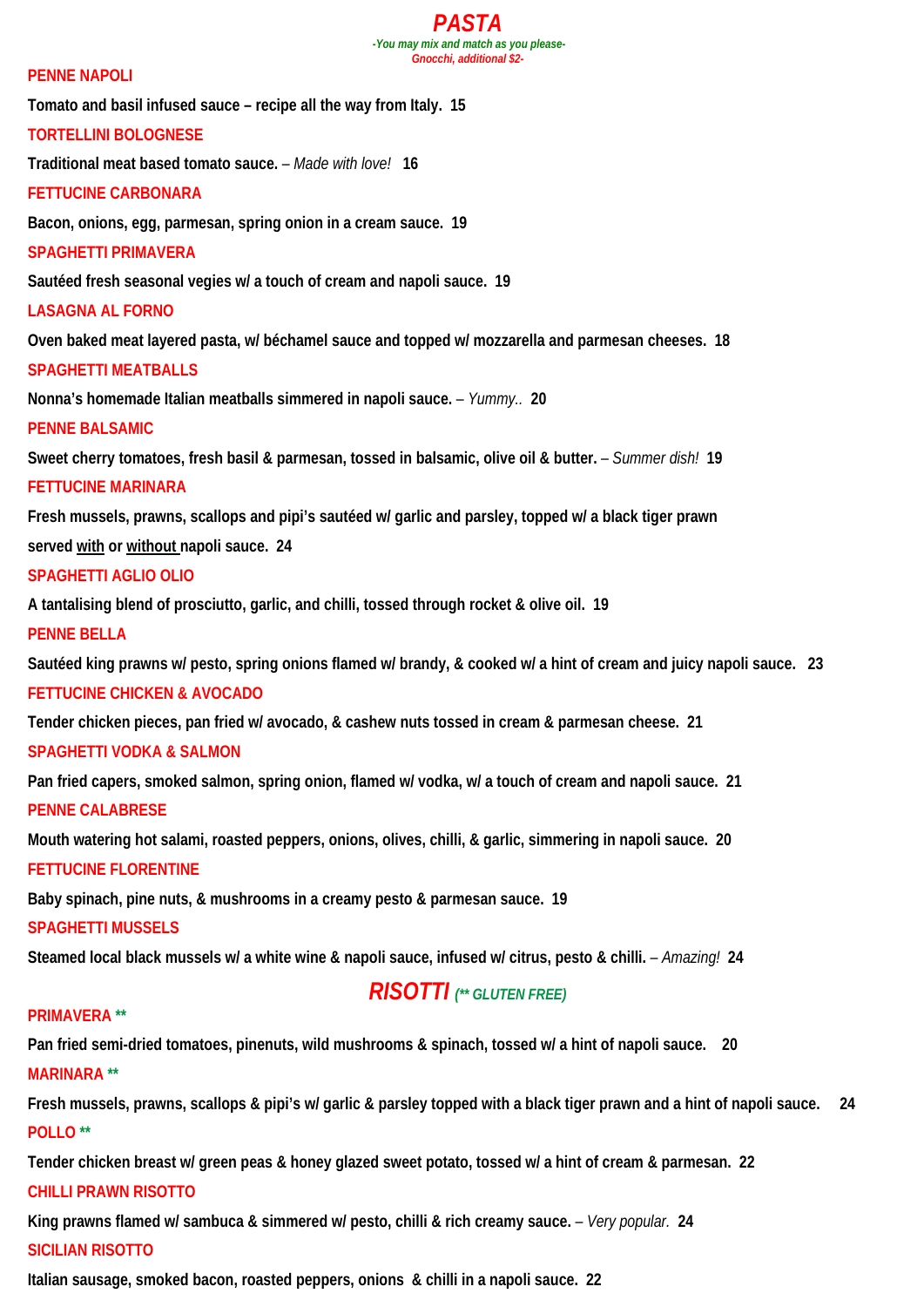# PASTA

*-You may mix and match as you please-*
*Gnocchi, additional $2-*

### PENNE NAPOLI

**Tomato and basil infused sauce – recipe all the way from Italy. 15**

### TORTELLINI BOLOGNESE

**Traditional meat based tomato sauce.** – *Made with love!* **16**

### FETTUCINE CARBONARA

**Bacon, onions, egg, parmesan, spring onion in a cream sauce. 19**

### SPAGHETTI PRIMAVERA

**Sautéed fresh seasonal vegies w/ a touch of cream and napoli sauce. 19**

### LASAGNA AL FORNO

**Oven baked meat layered pasta, w/ béchamel sauce and topped w/ mozzarella and parmesan cheeses. 18**

### SPAGHETTI MEATBALLS

**Nonna's homemade Italian meatballs simmered in napoli sauce.** – *Yummy..* **20**

### PENNE BALSAMIC

**Sweet cherry tomatoes, fresh basil & parmesan, tossed in balsamic, olive oil & butter.** – *Summer dish!* **19**

### FETTUCINE MARINARA

**Fresh mussels, prawns, scallops and pipi's sautéed w/ garlic and parsley, topped w/ a black tiger prawn served with or without napoli sauce. 24**

### SPAGHETTI AGLIO OLIO

**A tantalising blend of prosciutto, garlic, and chilli, tossed through rocket & olive oil. 19**

### PENNE BELLA

**Sautéed king prawns w/ pesto, spring onions flamed w/ brandy, & cooked w/ a hint of cream and juicy napoli sauce. 23**

### FETTUCINE CHICKEN & AVOCADO

**Tender chicken pieces, pan fried w/ avocado, & cashew nuts tossed in cream & parmesan cheese. 21**

### SPAGHETTI VODKA & SALMON

**Pan fried capers, smoked salmon, spring onion, flamed w/ vodka, w/ a touch of cream and napoli sauce. 21**

### PENNE CALABRESE

**Mouth watering hot salami, roasted peppers, onions, olives, chilli, & garlic, simmering in napoli sauce. 20**

### FETTUCINE FLORENTINE

**Baby spinach, pine nuts, & mushrooms in a creamy pesto & parmesan sauce. 19**

### SPAGHETTI MUSSELS

**Steamed local black mussels w/ a white wine & napoli sauce, infused w/ citrus, pesto & chilli.** – *Amazing!* **24**

# RISOTTI *(** GLUTEN FREE)*

### PRIMAVERA **

**Pan fried semi-dried tomatoes, pinenuts, wild mushrooms & spinach, tossed w/ a hint of napoli sauce. 20**

### MARINARA **

**Fresh mussels, prawns, scallops & pipi's w/ garlic & parsley topped with a black tiger prawn and a hint of napoli sauce. 24**

### POLLO **

**Tender chicken breast w/ green peas & honey glazed sweet potato, tossed w/ a hint of cream & parmesan. 22**

### CHILLI PRAWN RISOTTO

**King prawns flamed w/ sambuca & simmered w/ pesto, chilli & rich creamy sauce.** – *Very popular.* **24**

### SICILIAN RISOTTO

**Italian sausage, smoked bacon, roasted peppers, onions & chilli in a napoli sauce. 22**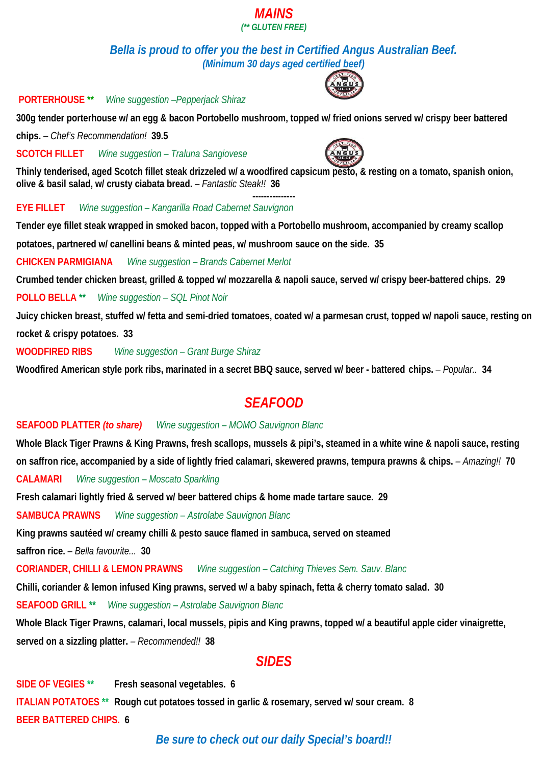# *MAINS*

*(** GLUTEN FREE)*

## *Bella is proud to offer you the best in Certified Angus Australian Beef.*

*(Minimum 30 days aged certified beef)*

**PORTERHOUSE** ** *Wine suggestion –Pepperjack Shiraz*

**300g tender porterhouse w/ an egg & bacon Portobello mushroom, topped w/ fried onions served w/ crispy beer battered chips.** – *Chef's Recommendation!* **39.5**

**SCOTCH FILLET** *Wine suggestion – Traluna Sangiovese*

**Thinly tenderised, aged Scotch fillet steak drizzeled w/ a woodfired capsicum pesto, & resting on a tomato, spanish onion, olive & basil salad, w/ crusty ciabata bread.** – *Fantastic Steak!!* **36**

---------------

**EYE FILLET** *Wine suggestion – Kangarilla Road Cabernet Sauvignon*

**Tender eye fillet steak wrapped in smoked bacon, topped with a Portobello mushroom, accompanied by creamy scallop potatoes, partnered w/ canellini beans & minted peas, w/ mushroom sauce on the side. 35**

**CHICKEN PARMIGIANA** *Wine suggestion – Brands Cabernet Merlot*

**Crumbed tender chicken breast, grilled & topped w/ mozzarella & napoli sauce, served w/ crispy beer-battered chips. 29**

**POLLO BELLA** ** *Wine suggestion – SQL Pinot Noir*

**Juicy chicken breast, stuffed w/ fetta and semi-dried tomatoes, coated w/ a parmesan crust, topped w/ napoli sauce, resting on rocket & crispy potatoes. 33**

**WOODFIRED RIBS** *Wine suggestion – Grant Burge Shiraz*

**Woodfired American style pork ribs, marinated in a secret BBQ sauce, served w/ beer - battered chips.** – *Popular..* **34**

# *SEAFOOD*

**SEAFOOD PLATTER** ***(to share)*** *Wine suggestion – MOMO Sauvignon Blanc*

**Whole Black Tiger Prawns & King Prawns, fresh scallops, mussels & pipi's, steamed in a white wine & napoli sauce, resting on saffron rice, accompanied by a side of lightly fried calamari, skewered prawns, tempura prawns & chips.** – *Amazing!!* **70**

**CALAMARI** *Wine suggestion – Moscato Sparkling*

**Fresh calamari lightly fried & served w/ beer battered chips & home made tartare sauce. 29**

**SAMBUCA PRAWNS** *Wine suggestion – Astrolabe Sauvignon Blanc*

**King prawns sautéed w/ creamy chilli & pesto sauce flamed in sambuca, served on steamed saffron rice.** – *Bella favourite...* **30**

**CORIANDER, CHILLI & LEMON PRAWNS** *Wine suggestion – Catching Thieves Sem. Sauv. Blanc*

**Chilli, coriander & lemon infused King prawns, served w/ a baby spinach, fetta & cherry tomato salad. 30**

**SEAFOOD GRILL** ** *Wine suggestion – Astrolabe Sauvignon Blanc*

**Whole Black Tiger Prawns, calamari, local mussels, pipis and King prawns, topped w/ a beautiful apple cider vinaigrette, served on a sizzling platter.** – *Recommended!!* **38**

# *SIDES*

**SIDE OF VEGIES** ** **Fresh seasonal vegetables. 6**

**ITALIAN POTATOES** ** **Rough cut potatoes tossed in garlic & rosemary, served w/ sour cream. 8**

**BEER BATTERED CHIPS. 6**

## *Be sure to check out our daily Special's board!!*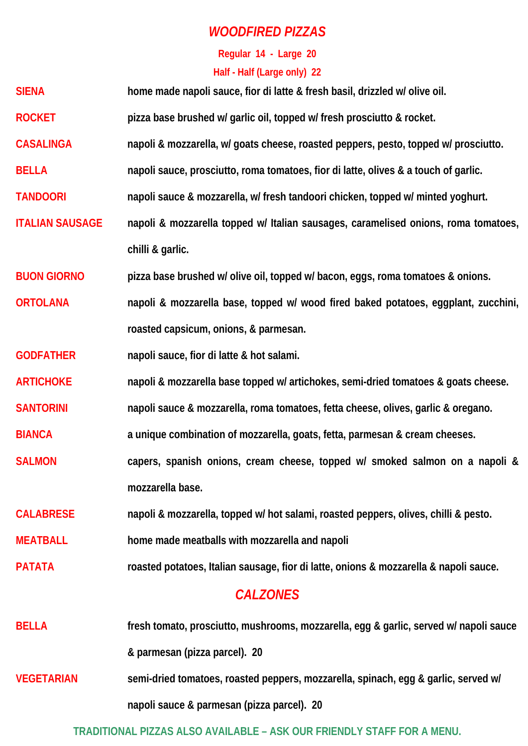## *WOODFIRED PIZZAS*

**Regular 14 - Large 20**

**Half - Half (Large only) 22**

**SIENA** home made napoli sauce, fior di latte & fresh basil, drizzled w/ olive oil.

**ROCKET** pizza base brushed w/ garlic oil, topped w/ fresh prosciutto & rocket.

**CASALINGA** napoli & mozzarella, w/ goats cheese, roasted peppers, pesto, topped w/ prosciutto.

**BELLA** napoli sauce, prosciutto, roma tomatoes, fior di latte, olives & a touch of garlic.

**TANDOORI** napoli sauce & mozzarella, w/ fresh tandoori chicken, topped w/ minted yoghurt.

**ITALIAN SAUSAGE** napoli & mozzarella topped w/ Italian sausages, caramelised onions, roma tomatoes, chilli & garlic.

**BUON GIORNO** pizza base brushed w/ olive oil, topped w/ bacon, eggs, roma tomatoes & onions.

**ORTOLANA** napoli & mozzarella base, topped w/ wood fired baked potatoes, eggplant, zucchini, roasted capsicum, onions, & parmesan.

**GODFATHER** napoli sauce, fior di latte & hot salami.

**ARTICHOKE** napoli & mozzarella base topped w/ artichokes, semi-dried tomatoes & goats cheese.

**SANTORINI** napoli sauce & mozzarella, roma tomatoes, fetta cheese, olives, garlic & oregano.

**BIANCA** a unique combination of mozzarella, goats, fetta, parmesan & cream cheeses.

**SALMON** capers, spanish onions, cream cheese, topped w/ smoked salmon on a napoli & mozzarella base.

**CALABRESE** napoli & mozzarella, topped w/ hot salami, roasted peppers, olives, chilli & pesto.

**MEATBALL** home made meatballs with mozzarella and napoli

**PATATA** roasted potatoes, Italian sausage, fior di latte, onions & mozzarella & napoli sauce.

## *CALZONES*

**BELLA** fresh tomato, prosciutto, mushrooms, mozzarella, egg & garlic, served w/ napoli sauce & parmesan (pizza parcel). 20

**VEGETARIAN** semi-dried tomatoes, roasted peppers, mozzarella, spinach, egg & garlic, served w/ napoli sauce & parmesan (pizza parcel). 20

**TRADITIONAL PIZZAS ALSO AVAILABLE – ASK OUR FRIENDLY STAFF FOR A MENU.**